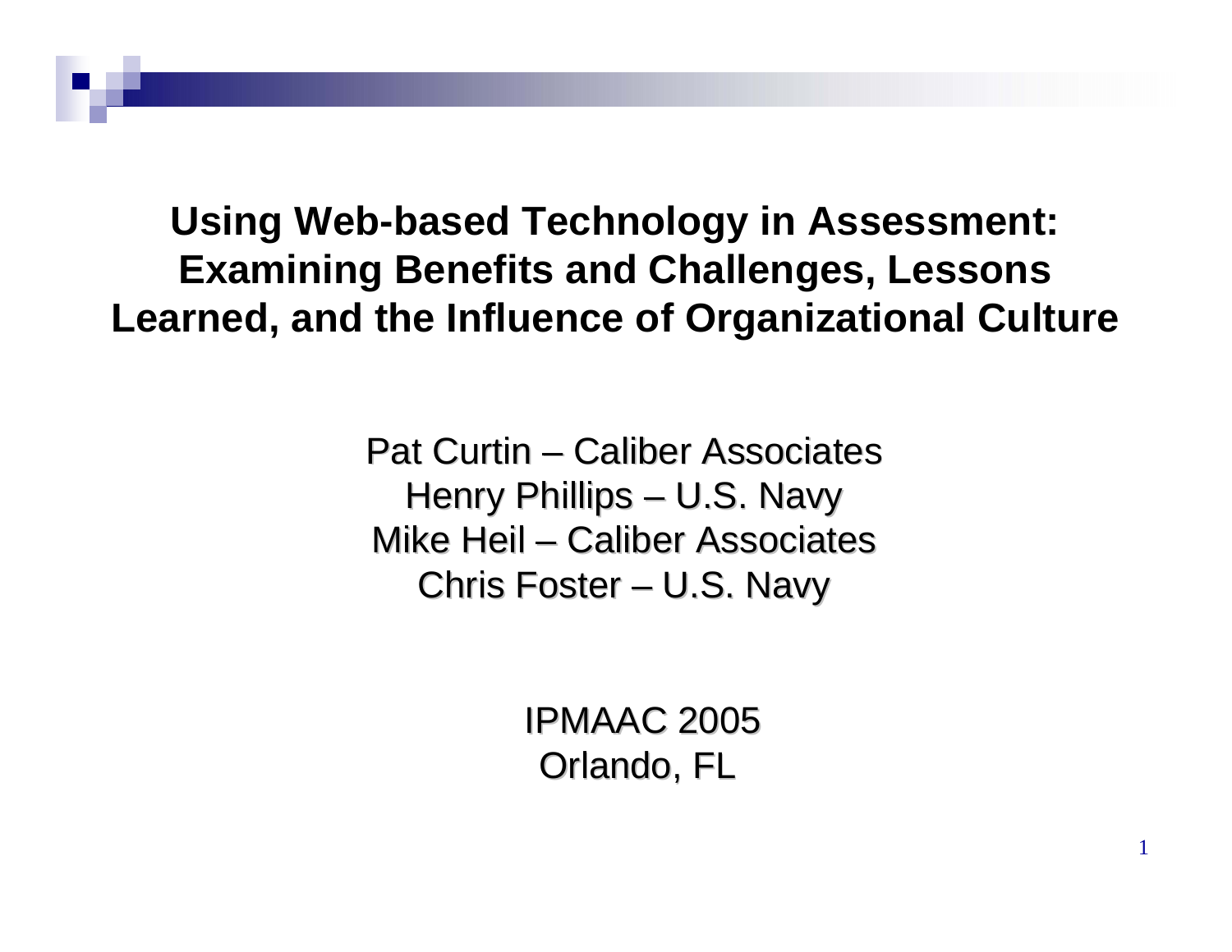# Using Web-based Technology in Assessment: Examining Benefits and Challenges, Lessons Learned, and the Influence of Organizational Culture

Pat Curtin – Caliber Associates
Henry Phillips – U.S. Navy
Mike Heil – Caliber Associates
Chris Foster – U.S. Navy

IPMAAC 2005
Orlando, FL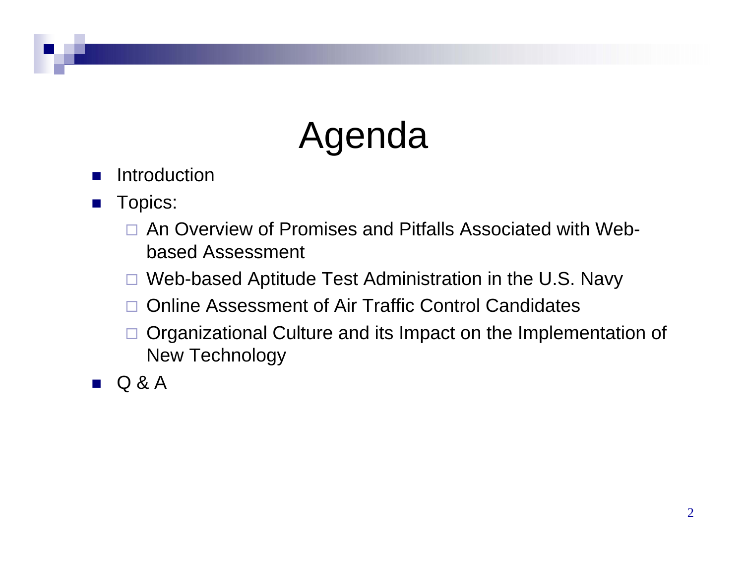# Agenda

- Introduction
- Topics:
  - An Overview of Promises and Pitfalls Associated with Web-based Assessment
  - Web-based Aptitude Test Administration in the U.S. Navy
  - Online Assessment of Air Traffic Control Candidates
  - Organizational Culture and its Impact on the Implementation of New Technology
- Q & A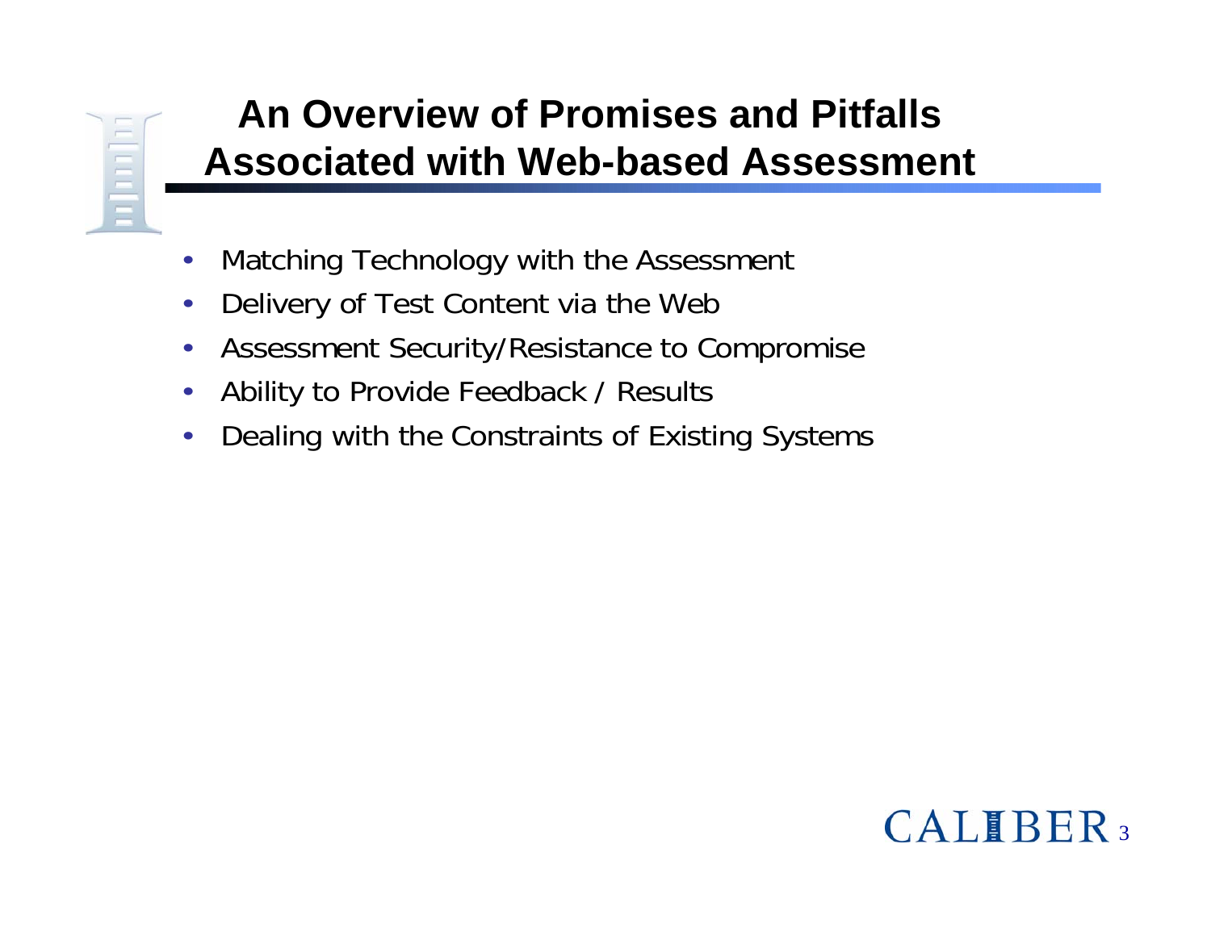# An Overview of Promises and Pitfalls Associated with Web-based Assessment

- Matching Technology with the Assessment
- Delivery of Test Content via the Web
- Assessment Security/Resistance to Compromise
- Ability to Provide Feedback / Results
- Dealing with the Constraints of Existing Systems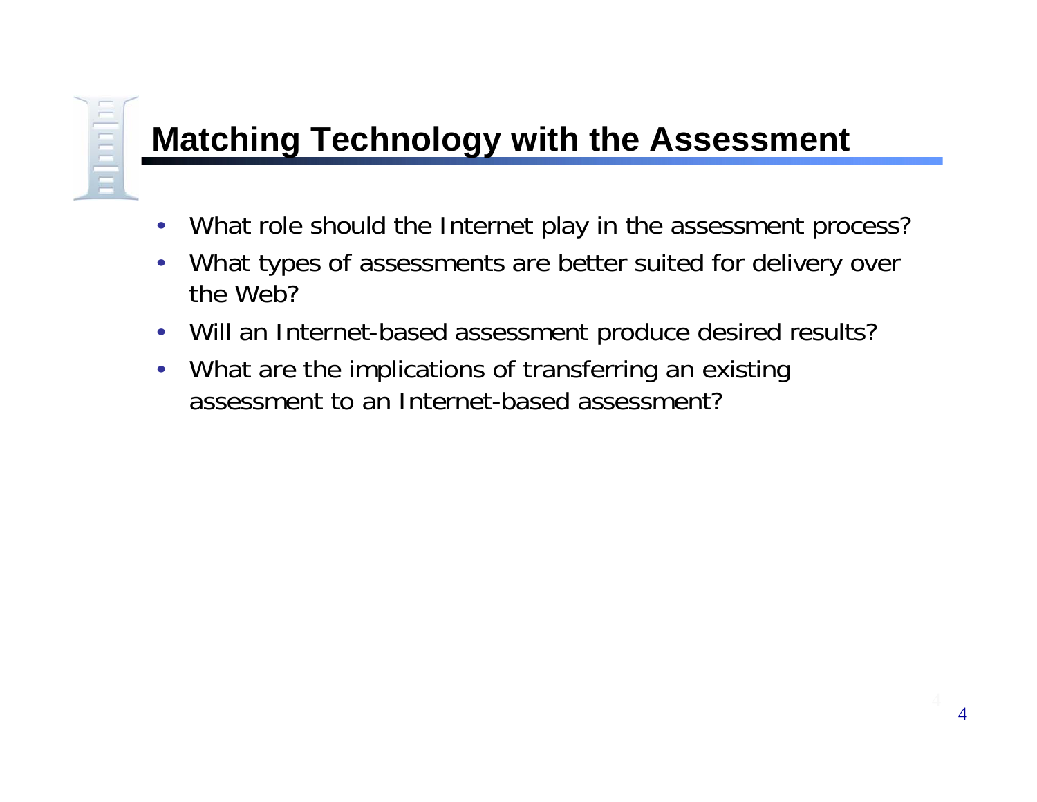# Matching Technology with the Assessment

- What role should the Internet play in the assessment process?
- What types of assessments are better suited for delivery over the Web?
- Will an Internet-based assessment produce desired results?
- What are the implications of transferring an existing assessment to an Internet-based assessment?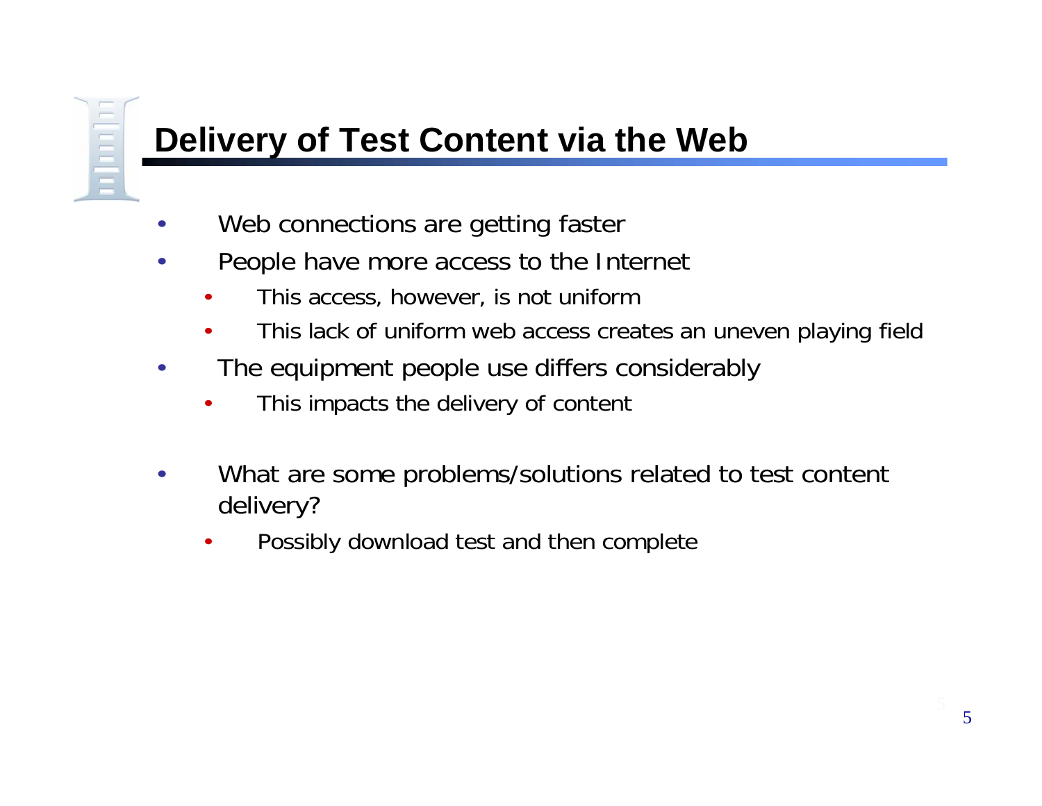# Delivery of Test Content via the Web

- Web connections are getting faster
- People have more access to the Internet
  - This access, however, is not uniform
  - This lack of uniform web access creates an uneven playing field
- The equipment people use differs considerably
  - This impacts the delivery of content
- What are some problems/solutions related to test content delivery?
  - Possibly download test and then complete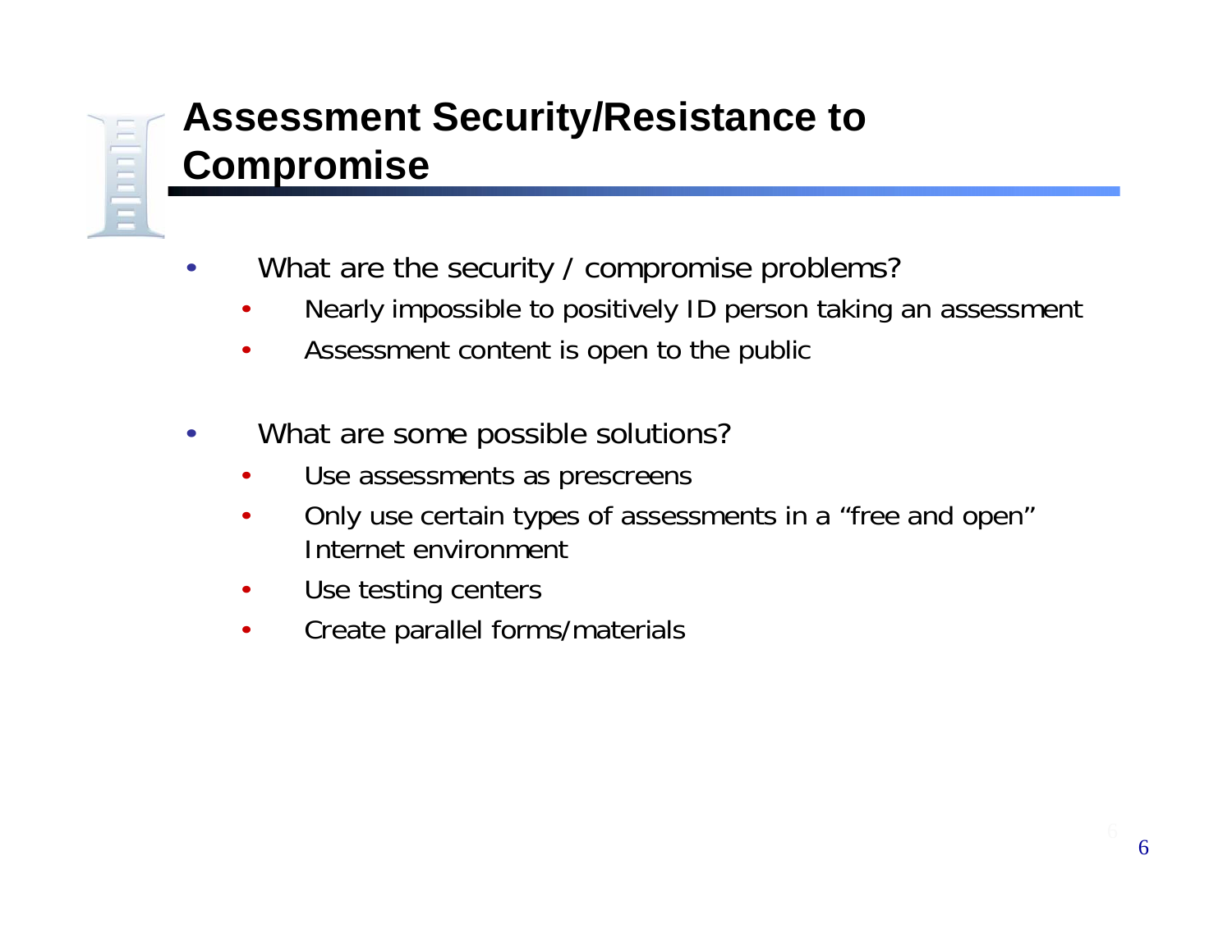## Assessment Security/Resistance to Compromise

- What are the security / compromise problems?
  - Nearly impossible to positively ID person taking an assessment
  - Assessment content is open to the public

- What are some possible solutions?
  - Use assessments as prescreens
  - Only use certain types of assessments in a "free and open" Internet environment
  - Use testing centers
  - Create parallel forms/materials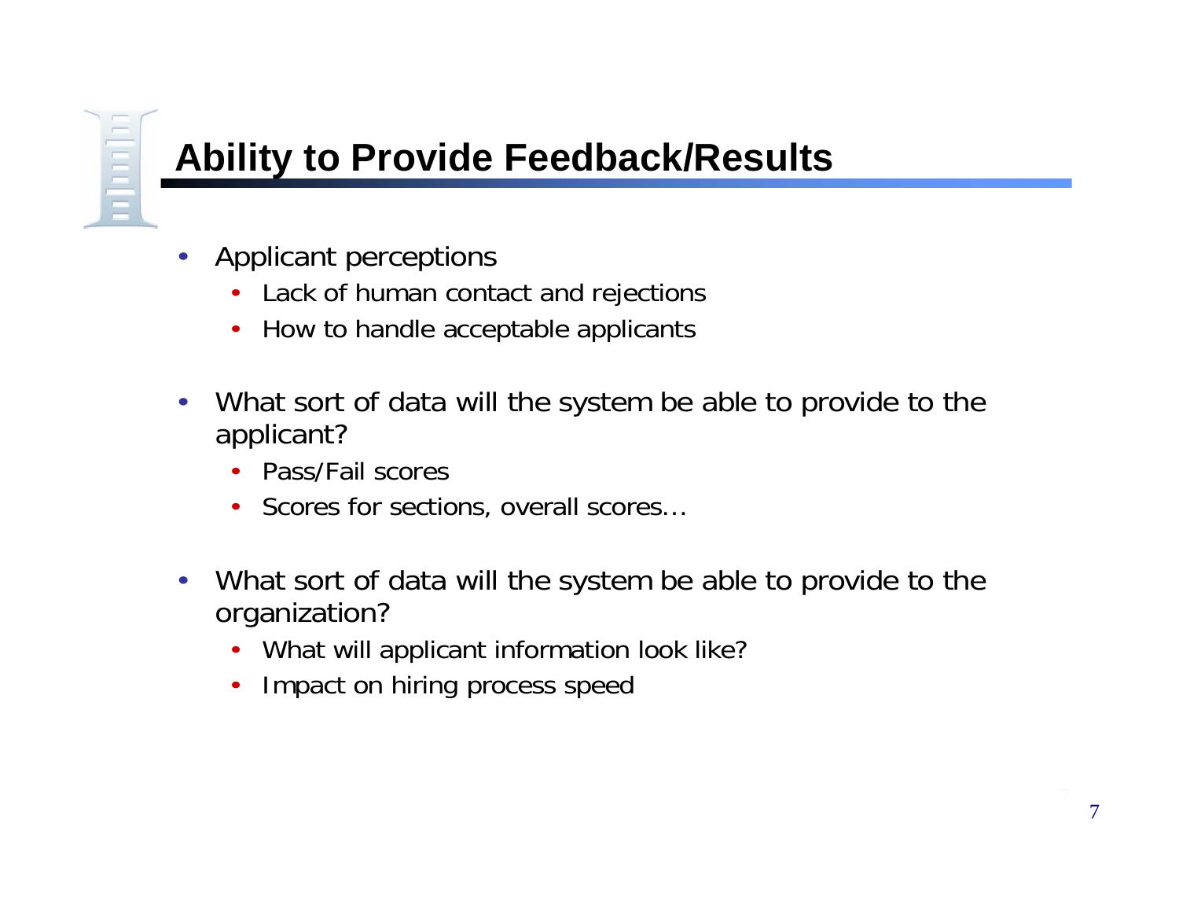# Ability to Provide Feedback/Results

- Applicant perceptions
  - Lack of human contact and rejections
  - How to handle acceptable applicants

- What sort of data will the system be able to provide to the applicant?
  - Pass/Fail scores
  - Scores for sections, overall scores…

- What sort of data will the system be able to provide to the organization?
  - What will applicant information look like?
  - Impact on hiring process speed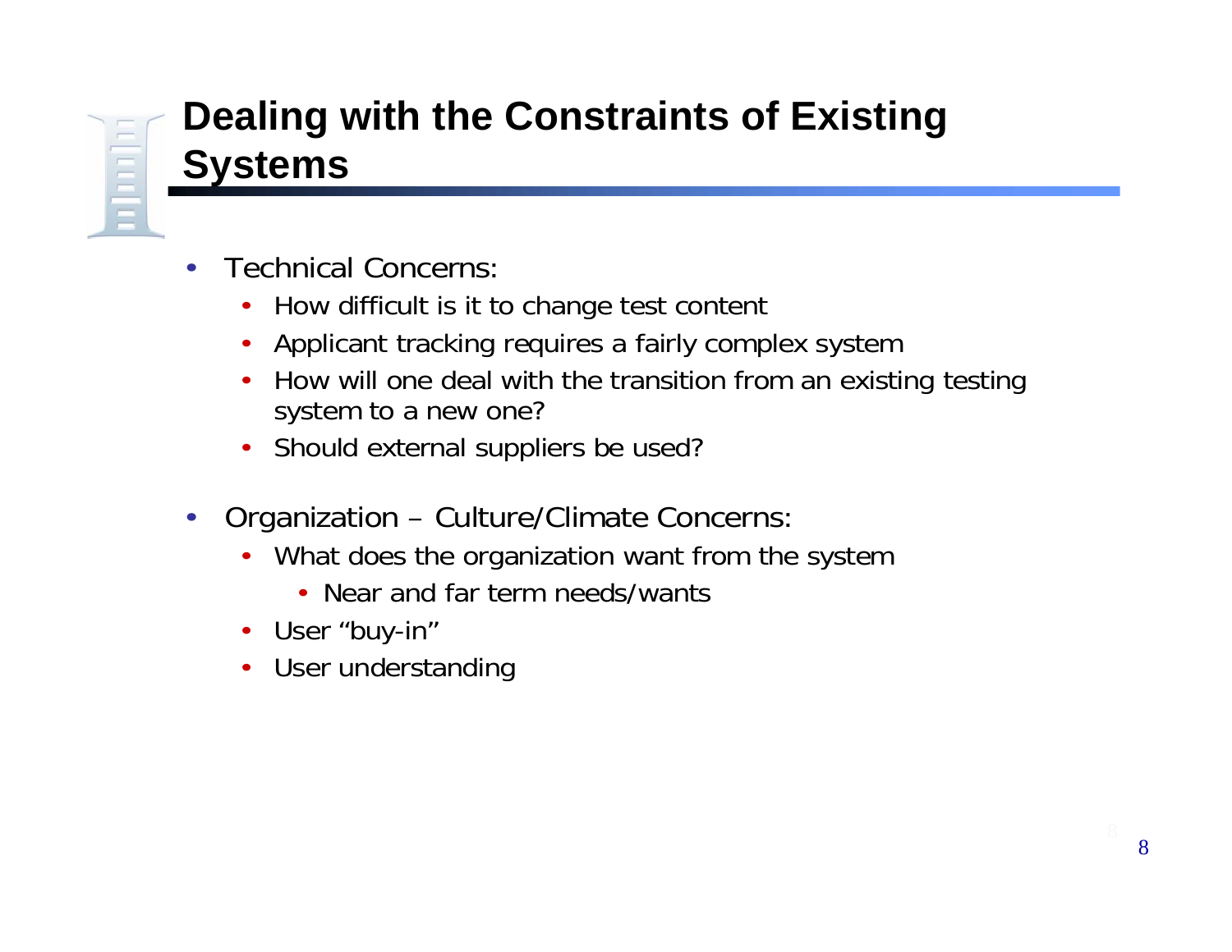# Dealing with the Constraints of Existing Systems

- Technical Concerns:
  - How difficult is it to change test content
  - Applicant tracking requires a fairly complex system
  - How will one deal with the transition from an existing testing system to a new one?
  - Should external suppliers be used?

- Organization – Culture/Climate Concerns:
  - What does the organization want from the system
    - Near and far term needs/wants
  - User “buy-in”
  - User understanding